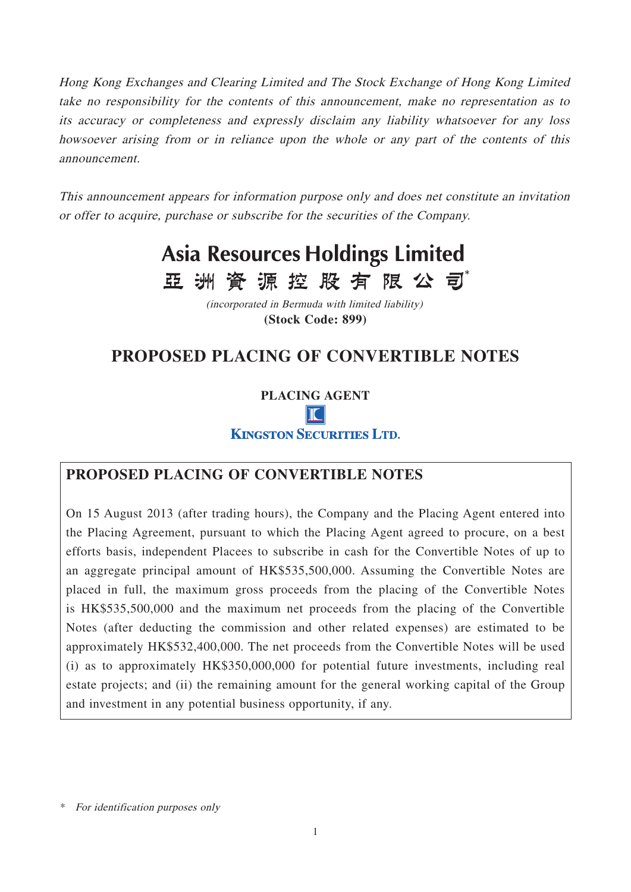*Hong Kong Exchanges and Clearing Limited and The Stock Exchange of Hong Kong Limited take no responsibility for the contents of this announcement, make no representation as to its accuracy or completeness and expressly disclaim any liability whatsoever for any loss howsoever arising from or in reliance upon the whole or any part of the contents of this announcement.*

*This announcement appears for information purpose only and does net constitute an invitation or offer to acquire, purchase or subscribe for the securities of the Company.*

# Asia Resources Holdings Limited
# 亞洲資源控股有限公司*

*(incorporated in Bermuda with limited liability)*

**(Stock Code: 899)**

## PROPOSED PLACING OF CONVERTIBLE NOTES

**PLACING AGENT**

**KINGSTON SECURITIES LTD.**

## PROPOSED PLACING OF CONVERTIBLE NOTES

On 15 August 2013 (after trading hours), the Company and the Placing Agent entered into the Placing Agreement, pursuant to which the Placing Agent agreed to procure, on a best efforts basis, independent Placees to subscribe in cash for the Convertible Notes of up to an aggregate principal amount of HK$535,500,000. Assuming the Convertible Notes are placed in full, the maximum gross proceeds from the placing of the Convertible Notes is HK$535,500,000 and the maximum net proceeds from the placing of the Convertible Notes (after deducting the commission and other related expenses) are estimated to be approximately HK$532,400,000. The net proceeds from the Convertible Notes will be used (i) as to approximately HK$350,000,000 for potential future investments, including real estate projects; and (ii) the remaining amount for the general working capital of the Group and investment in any potential business opportunity, if any.

\* *For identification purposes only*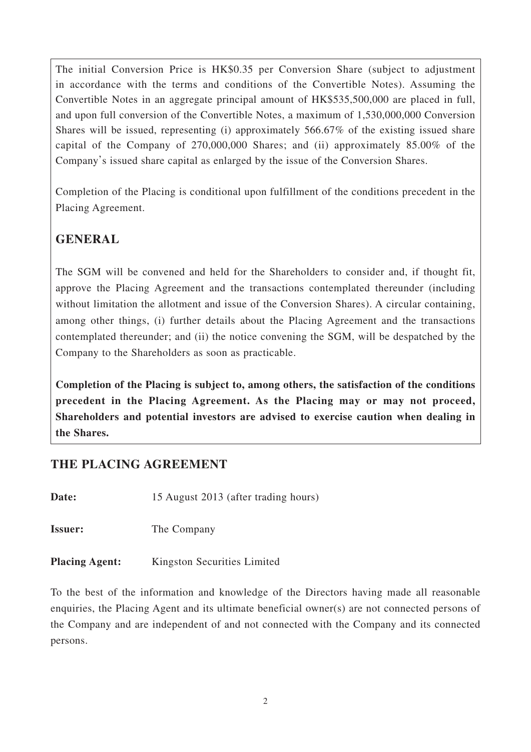The initial Conversion Price is HK$0.35 per Conversion Share (subject to adjustment in accordance with the terms and conditions of the Convertible Notes). Assuming the Convertible Notes in an aggregate principal amount of HK$535,500,000 are placed in full, and upon full conversion of the Convertible Notes, a maximum of 1,530,000,000 Conversion Shares will be issued, representing (i) approximately 566.67% of the existing issued share capital of the Company of 270,000,000 Shares; and (ii) approximately 85.00% of the Company's issued share capital as enlarged by the issue of the Conversion Shares.

Completion of the Placing is conditional upon fulfillment of the conditions precedent in the Placing Agreement.

## GENERAL

The SGM will be convened and held for the Shareholders to consider and, if thought fit, approve the Placing Agreement and the transactions contemplated thereunder (including without limitation the allotment and issue of the Conversion Shares). A circular containing, among other things, (i) further details about the Placing Agreement and the transactions contemplated thereunder; and (ii) the notice convening the SGM, will be despatched by the Company to the Shareholders as soon as practicable.

**Completion of the Placing is subject to, among others, the satisfaction of the conditions precedent in the Placing Agreement. As the Placing may or may not proceed, Shareholders and potential investors are advised to exercise caution when dealing in the Shares.**

## THE PLACING AGREEMENT

**Date:** 15 August 2013 (after trading hours)

**Issuer:** The Company

**Placing Agent:** Kingston Securities Limited

To the best of the information and knowledge of the Directors having made all reasonable enquiries, the Placing Agent and its ultimate beneficial owner(s) are not connected persons of the Company and are independent of and not connected with the Company and its connected persons.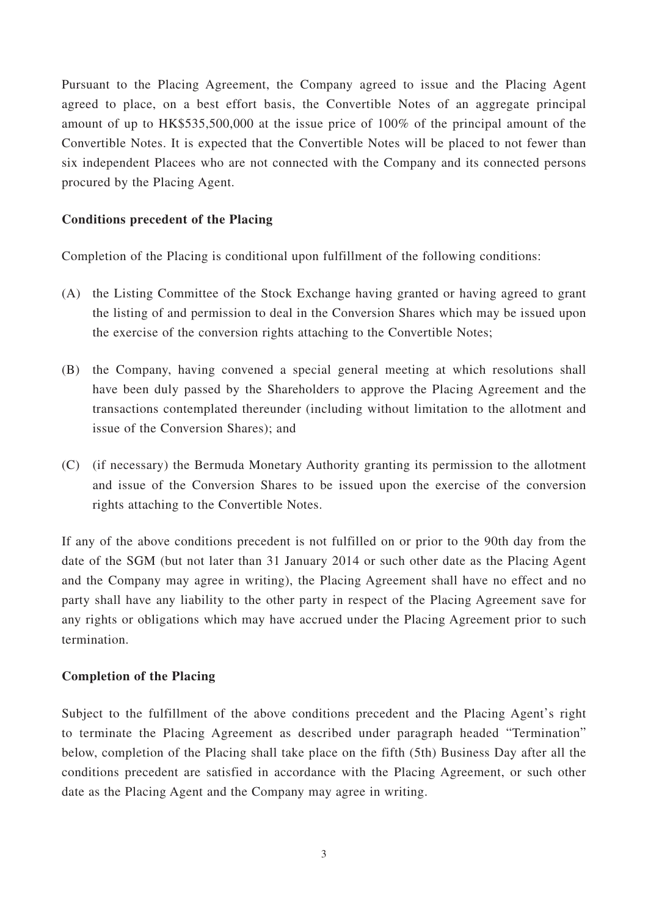Pursuant to the Placing Agreement, the Company agreed to issue and the Placing Agent agreed to place, on a best effort basis, the Convertible Notes of an aggregate principal amount of up to HK$535,500,000 at the issue price of 100% of the principal amount of the Convertible Notes. It is expected that the Convertible Notes will be placed to not fewer than six independent Placees who are not connected with the Company and its connected persons procured by the Placing Agent.

**Conditions precedent of the Placing**

Completion of the Placing is conditional upon fulfillment of the following conditions:

(A) the Listing Committee of the Stock Exchange having granted or having agreed to grant the listing of and permission to deal in the Conversion Shares which may be issued upon the exercise of the conversion rights attaching to the Convertible Notes;

(B) the Company, having convened a special general meeting at which resolutions shall have been duly passed by the Shareholders to approve the Placing Agreement and the transactions contemplated thereunder (including without limitation to the allotment and issue of the Conversion Shares); and

(C) (if necessary) the Bermuda Monetary Authority granting its permission to the allotment and issue of the Conversion Shares to be issued upon the exercise of the conversion rights attaching to the Convertible Notes.

If any of the above conditions precedent is not fulfilled on or prior to the 90th day from the date of the SGM (but not later than 31 January 2014 or such other date as the Placing Agent and the Company may agree in writing), the Placing Agreement shall have no effect and no party shall have any liability to the other party in respect of the Placing Agreement save for any rights or obligations which may have accrued under the Placing Agreement prior to such termination.

**Completion of the Placing**

Subject to the fulfillment of the above conditions precedent and the Placing Agent's right to terminate the Placing Agreement as described under paragraph headed "Termination" below, completion of the Placing shall take place on the fifth (5th) Business Day after all the conditions precedent are satisfied in accordance with the Placing Agreement, or such other date as the Placing Agent and the Company may agree in writing.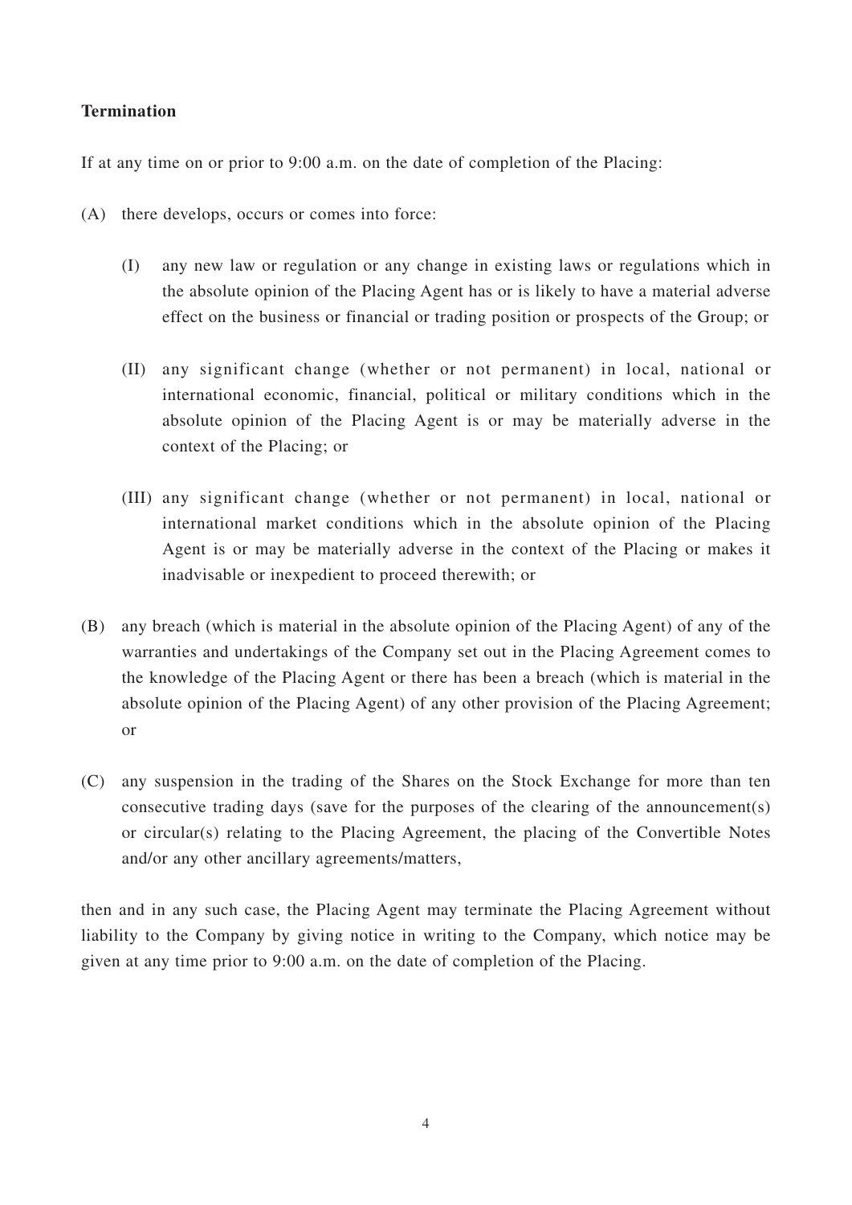**Termination**

If at any time on or prior to 9:00 a.m. on the date of completion of the Placing:

(A) there develops, occurs or comes into force:

  (I) any new law or regulation or any change in existing laws or regulations which in the absolute opinion of the Placing Agent has or is likely to have a material adverse effect on the business or financial or trading position or prospects of the Group; or

  (II) any significant change (whether or not permanent) in local, national or international economic, financial, political or military conditions which in the absolute opinion of the Placing Agent is or may be materially adverse in the context of the Placing; or

  (III) any significant change (whether or not permanent) in local, national or international market conditions which in the absolute opinion of the Placing Agent is or may be materially adverse in the context of the Placing or makes it inadvisable or inexpedient to proceed therewith; or

(B) any breach (which is material in the absolute opinion of the Placing Agent) of any of the warranties and undertakings of the Company set out in the Placing Agreement comes to the knowledge of the Placing Agent or there has been a breach (which is material in the absolute opinion of the Placing Agent) of any other provision of the Placing Agreement; or

(C) any suspension in the trading of the Shares on the Stock Exchange for more than ten consecutive trading days (save for the purposes of the clearing of the announcement(s) or circular(s) relating to the Placing Agreement, the placing of the Convertible Notes and/or any other ancillary agreements/matters,

then and in any such case, the Placing Agent may terminate the Placing Agreement without liability to the Company by giving notice in writing to the Company, which notice may be given at any time prior to 9:00 a.m. on the date of completion of the Placing.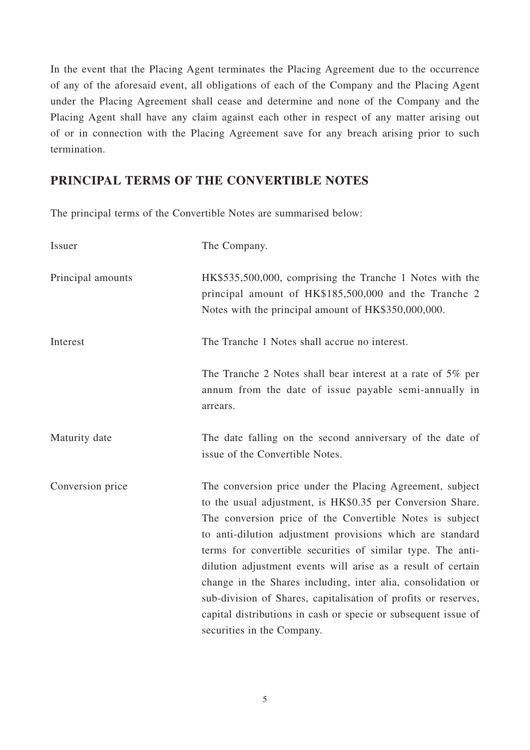In the event that the Placing Agent terminates the Placing Agreement due to the occurrence of any of the aforesaid event, all obligations of each of the Company and the Placing Agent under the Placing Agreement shall cease and determine and none of the Company and the Placing Agent shall have any claim against each other in respect of any matter arising out of or in connection with the Placing Agreement save for any breach arising prior to such termination.

## PRINCIPAL TERMS OF THE CONVERTIBLE NOTES

The principal terms of the Convertible Notes are summarised below:

| | |
|---|---|
| Issuer | The Company. |
| Principal amounts | HK$535,500,000, comprising the Tranche 1 Notes with the principal amount of HK$185,500,000 and the Tranche 2 Notes with the principal amount of HK$350,000,000. |
| Interest | The Tranche 1 Notes shall accrue no interest.<br><br>The Tranche 2 Notes shall bear interest at a rate of 5% per annum from the date of issue payable semi-annually in arrears. |
| Maturity date | The date falling on the second anniversary of the date of issue of the Convertible Notes. |
| Conversion price | The conversion price under the Placing Agreement, subject to the usual adjustment, is HK$0.35 per Conversion Share. The conversion price of the Convertible Notes is subject to anti-dilution adjustment provisions which are standard terms for convertible securities of similar type. The anti-dilution adjustment events will arise as a result of certain change in the Shares including, inter alia, consolidation or sub-division of Shares, capitalisation of profits or reserves, capital distributions in cash or specie or subsequent issue of securities in the Company. |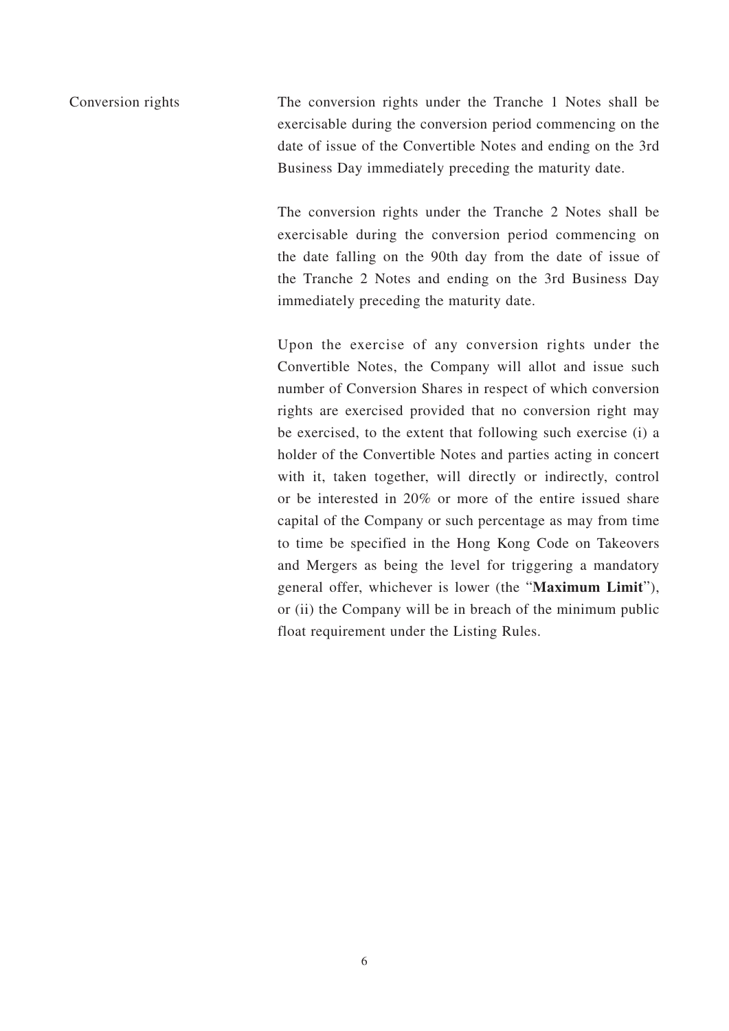Conversion rights

The conversion rights under the Tranche 1 Notes shall be exercisable during the conversion period commencing on the date of issue of the Convertible Notes and ending on the 3rd Business Day immediately preceding the maturity date.

The conversion rights under the Tranche 2 Notes shall be exercisable during the conversion period commencing on the date falling on the 90th day from the date of issue of the Tranche 2 Notes and ending on the 3rd Business Day immediately preceding the maturity date.

Upon the exercise of any conversion rights under the Convertible Notes, the Company will allot and issue such number of Conversion Shares in respect of which conversion rights are exercised provided that no conversion right may be exercised, to the extent that following such exercise (i) a holder of the Convertible Notes and parties acting in concert with it, taken together, will directly or indirectly, control or be interested in 20% or more of the entire issued share capital of the Company or such percentage as may from time to time be specified in the Hong Kong Code on Takeovers and Mergers as being the level for triggering a mandatory general offer, whichever is lower (the "**Maximum Limit**"), or (ii) the Company will be in breach of the minimum public float requirement under the Listing Rules.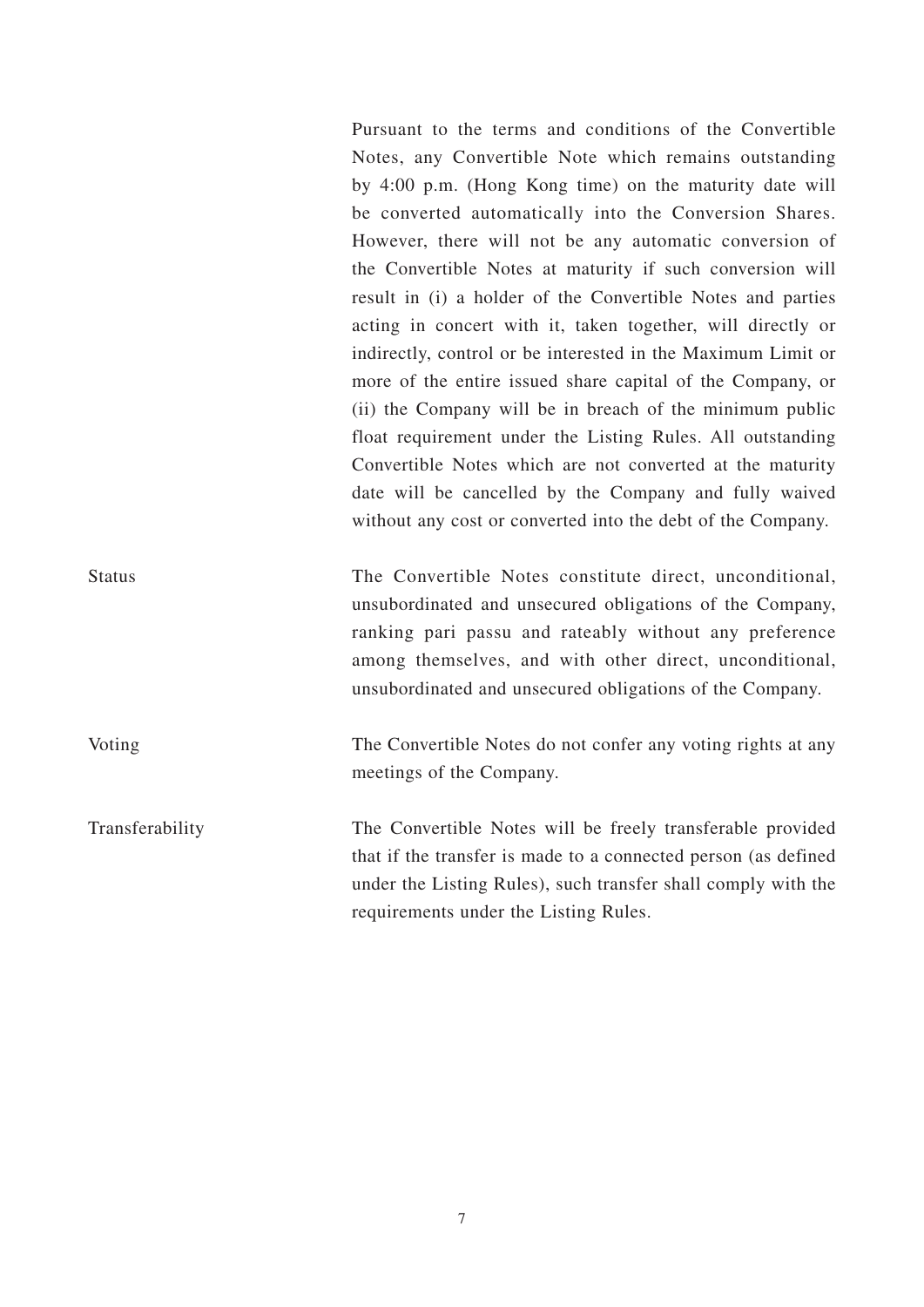Pursuant to the terms and conditions of the Convertible Notes, any Convertible Note which remains outstanding by 4:00 p.m. (Hong Kong time) on the maturity date will be converted automatically into the Conversion Shares. However, there will not be any automatic conversion of the Convertible Notes at maturity if such conversion will result in (i) a holder of the Convertible Notes and parties acting in concert with it, taken together, will directly or indirectly, control or be interested in the Maximum Limit or more of the entire issued share capital of the Company, or (ii) the Company will be in breach of the minimum public float requirement under the Listing Rules. All outstanding Convertible Notes which are not converted at the maturity date will be cancelled by the Company and fully waived without any cost or converted into the debt of the Company.

| | |
|---|---|
| Status | The Convertible Notes constitute direct, unconditional, unsubordinated and unsecured obligations of the Company, ranking pari passu and rateably without any preference among themselves, and with other direct, unconditional, unsubordinated and unsecured obligations of the Company. |
| Voting | The Convertible Notes do not confer any voting rights at any meetings of the Company. |
| Transferability | The Convertible Notes will be freely transferable provided that if the transfer is made to a connected person (as defined under the Listing Rules), such transfer shall comply with the requirements under the Listing Rules. |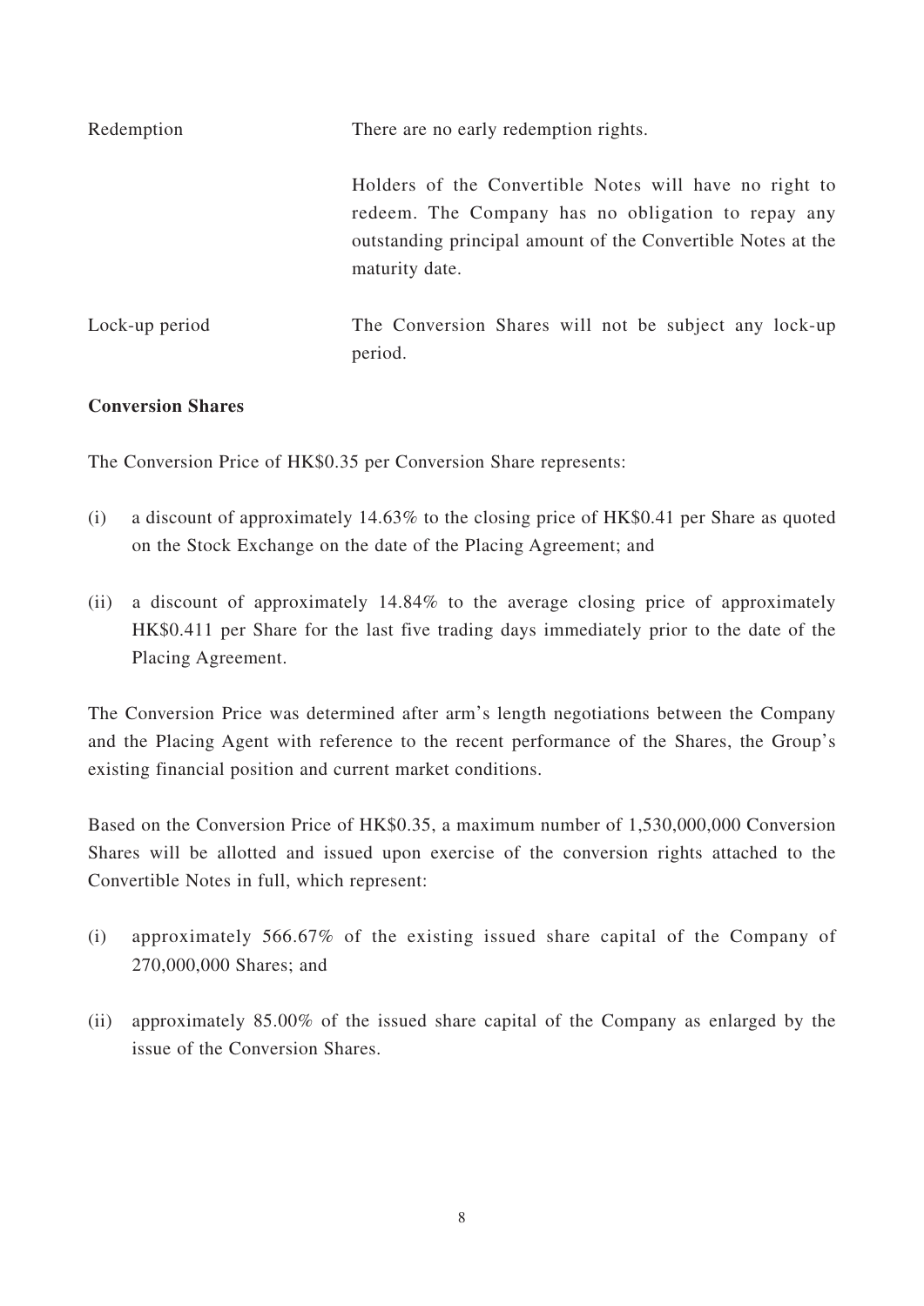| | |
|---|---|
| Redemption | There are no early redemption rights.<br><br>Holders of the Convertible Notes will have no right to redeem. The Company has no obligation to repay any outstanding principal amount of the Convertible Notes at the maturity date. |
| Lock-up period | The Conversion Shares will not be subject any lock-up period. |

**Conversion Shares**

The Conversion Price of HK$0.35 per Conversion Share represents:

(i) a discount of approximately 14.63% to the closing price of HK$0.41 per Share as quoted on the Stock Exchange on the date of the Placing Agreement; and

(ii) a discount of approximately 14.84% to the average closing price of approximately HK$0.411 per Share for the last five trading days immediately prior to the date of the Placing Agreement.

The Conversion Price was determined after arm's length negotiations between the Company and the Placing Agent with reference to the recent performance of the Shares, the Group's existing financial position and current market conditions.

Based on the Conversion Price of HK$0.35, a maximum number of 1,530,000,000 Conversion Shares will be allotted and issued upon exercise of the conversion rights attached to the Convertible Notes in full, which represent:

(i) approximately 566.67% of the existing issued share capital of the Company of 270,000,000 Shares; and

(ii) approximately 85.00% of the issued share capital of the Company as enlarged by the issue of the Conversion Shares.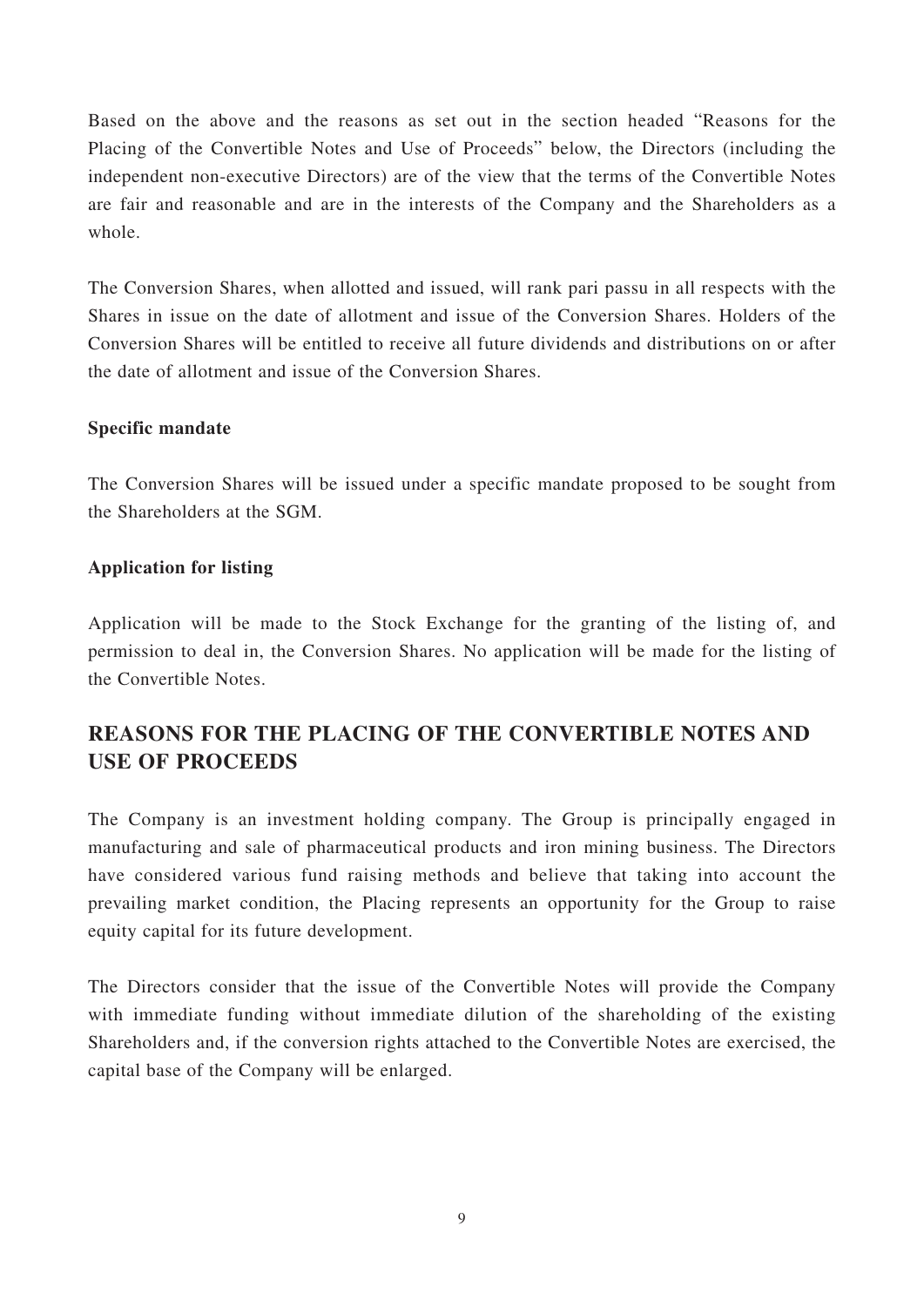Based on the above and the reasons as set out in the section headed "Reasons for the Placing of the Convertible Notes and Use of Proceeds" below, the Directors (including the independent non-executive Directors) are of the view that the terms of the Convertible Notes are fair and reasonable and are in the interests of the Company and the Shareholders as a whole.

The Conversion Shares, when allotted and issued, will rank pari passu in all respects with the Shares in issue on the date of allotment and issue of the Conversion Shares. Holders of the Conversion Shares will be entitled to receive all future dividends and distributions on or after the date of allotment and issue of the Conversion Shares.

**Specific mandate**

The Conversion Shares will be issued under a specific mandate proposed to be sought from the Shareholders at the SGM.

**Application for listing**

Application will be made to the Stock Exchange for the granting of the listing of, and permission to deal in, the Conversion Shares. No application will be made for the listing of the Convertible Notes.

## REASONS FOR THE PLACING OF THE CONVERTIBLE NOTES AND USE OF PROCEEDS

The Company is an investment holding company. The Group is principally engaged in manufacturing and sale of pharmaceutical products and iron mining business. The Directors have considered various fund raising methods and believe that taking into account the prevailing market condition, the Placing represents an opportunity for the Group to raise equity capital for its future development.

The Directors consider that the issue of the Convertible Notes will provide the Company with immediate funding without immediate dilution of the shareholding of the existing Shareholders and, if the conversion rights attached to the Convertible Notes are exercised, the capital base of the Company will be enlarged.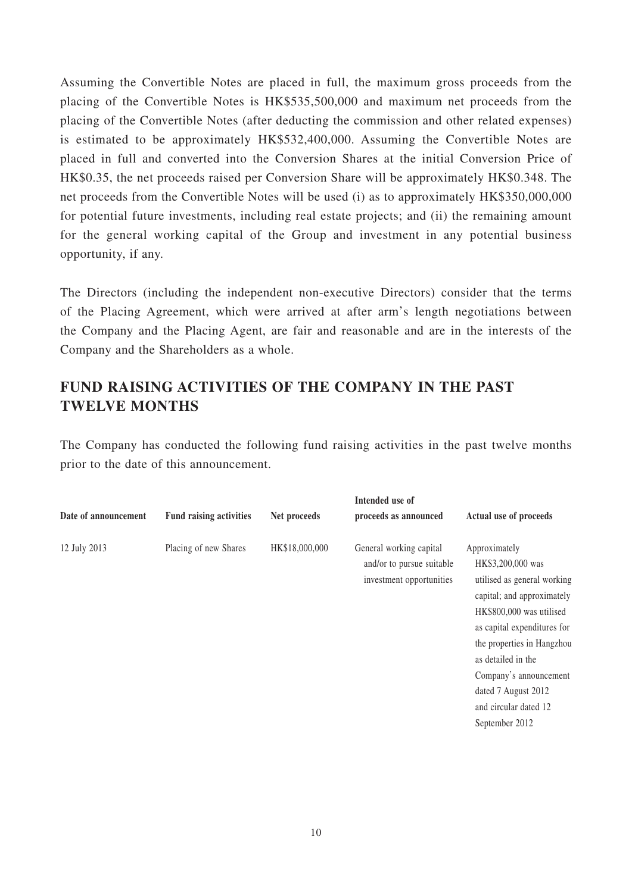Assuming the Convertible Notes are placed in full, the maximum gross proceeds from the placing of the Convertible Notes is HK$535,500,000 and maximum net proceeds from the placing of the Convertible Notes (after deducting the commission and other related expenses) is estimated to be approximately HK$532,400,000. Assuming the Convertible Notes are placed in full and converted into the Conversion Shares at the initial Conversion Price of HK$0.35, the net proceeds raised per Conversion Share will be approximately HK$0.348. The net proceeds from the Convertible Notes will be used (i) as to approximately HK$350,000,000 for potential future investments, including real estate projects; and (ii) the remaining amount for the general working capital of the Group and investment in any potential business opportunity, if any.

The Directors (including the independent non-executive Directors) consider that the terms of the Placing Agreement, which were arrived at after arm's length negotiations between the Company and the Placing Agent, are fair and reasonable and are in the interests of the Company and the Shareholders as a whole.

## FUND RAISING ACTIVITIES OF THE COMPANY IN THE PAST TWELVE MONTHS

The Company has conducted the following fund raising activities in the past twelve months prior to the date of this announcement.

| Date of announcement | Fund raising activities | Net proceeds | Intended use of proceeds as announced | Actual use of proceeds |
|---|---|---|---|---|
| 12 July 2013 | Placing of new Shares | HK$18,000,000 | General working capital and/or to pursue suitable investment opportunities | Approximately HK$3,200,000 was utilised as general working capital; and approximately HK$800,000 was utilised as capital expenditures for the properties in Hangzhou as detailed in the Company's announcement dated 7 August 2012 and circular dated 12 September 2012 |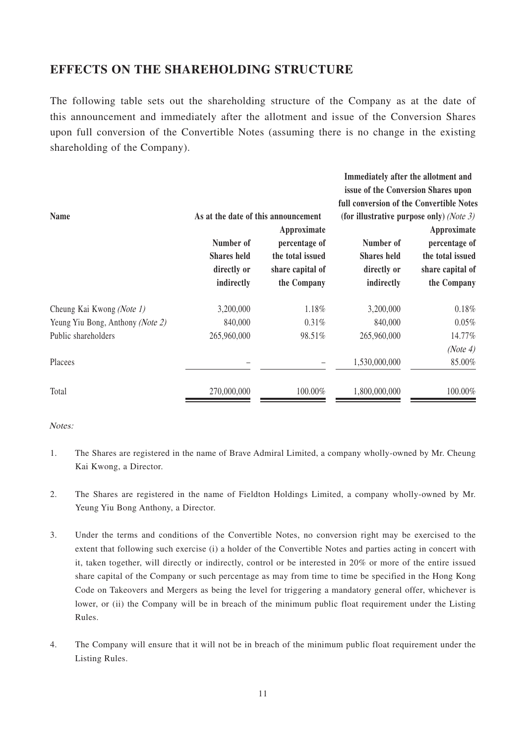## EFFECTS ON THE SHAREHOLDING STRUCTURE

The following table sets out the shareholding structure of the Company as at the date of this announcement and immediately after the allotment and issue of the Conversion Shares upon full conversion of the Convertible Notes (assuming there is no change in the existing shareholding of the Company).

| Name | As at the date of this announcement | | Immediately after the allotment and issue of the Conversion Shares upon full conversion of the Convertible Notes (for illustrative purpose only) *(Note 3)* | |
|---|---|---|---|---|
| | Number of Shares held directly or indirectly | Approximate percentage of the total issued share capital of the Company | Number of Shares held directly or indirectly | Approximate percentage of the total issued share capital of the Company |
| Cheung Kai Kwong *(Note 1)* | 3,200,000 | 1.18% | 3,200,000 | 0.18% |
| Yeung Yiu Bong, Anthony *(Note 2)* | 840,000 | 0.31% | 840,000 | 0.05% |
| Public shareholders | 265,960,000 | 98.51% | 265,960,000 | 14.77% *(Note 4)* |
| Placees | – | – | 1,530,000,000 | 85.00% |
| Total | 270,000,000 | 100.00% | 1,800,000,000 | 100.00% |

*Notes:*

1. The Shares are registered in the name of Brave Admiral Limited, a company wholly-owned by Mr. Cheung Kai Kwong, a Director.

2. The Shares are registered in the name of Fieldton Holdings Limited, a company wholly-owned by Mr. Yeung Yiu Bong Anthony, a Director.

3. Under the terms and conditions of the Convertible Notes, no conversion right may be exercised to the extent that following such exercise (i) a holder of the Convertible Notes and parties acting in concert with it, taken together, will directly or indirectly, control or be interested in 20% or more of the entire issued share capital of the Company or such percentage as may from time to time be specified in the Hong Kong Code on Takeovers and Mergers as being the level for triggering a mandatory general offer, whichever is lower, or (ii) the Company will be in breach of the minimum public float requirement under the Listing Rules.

4. The Company will ensure that it will not be in breach of the minimum public float requirement under the Listing Rules.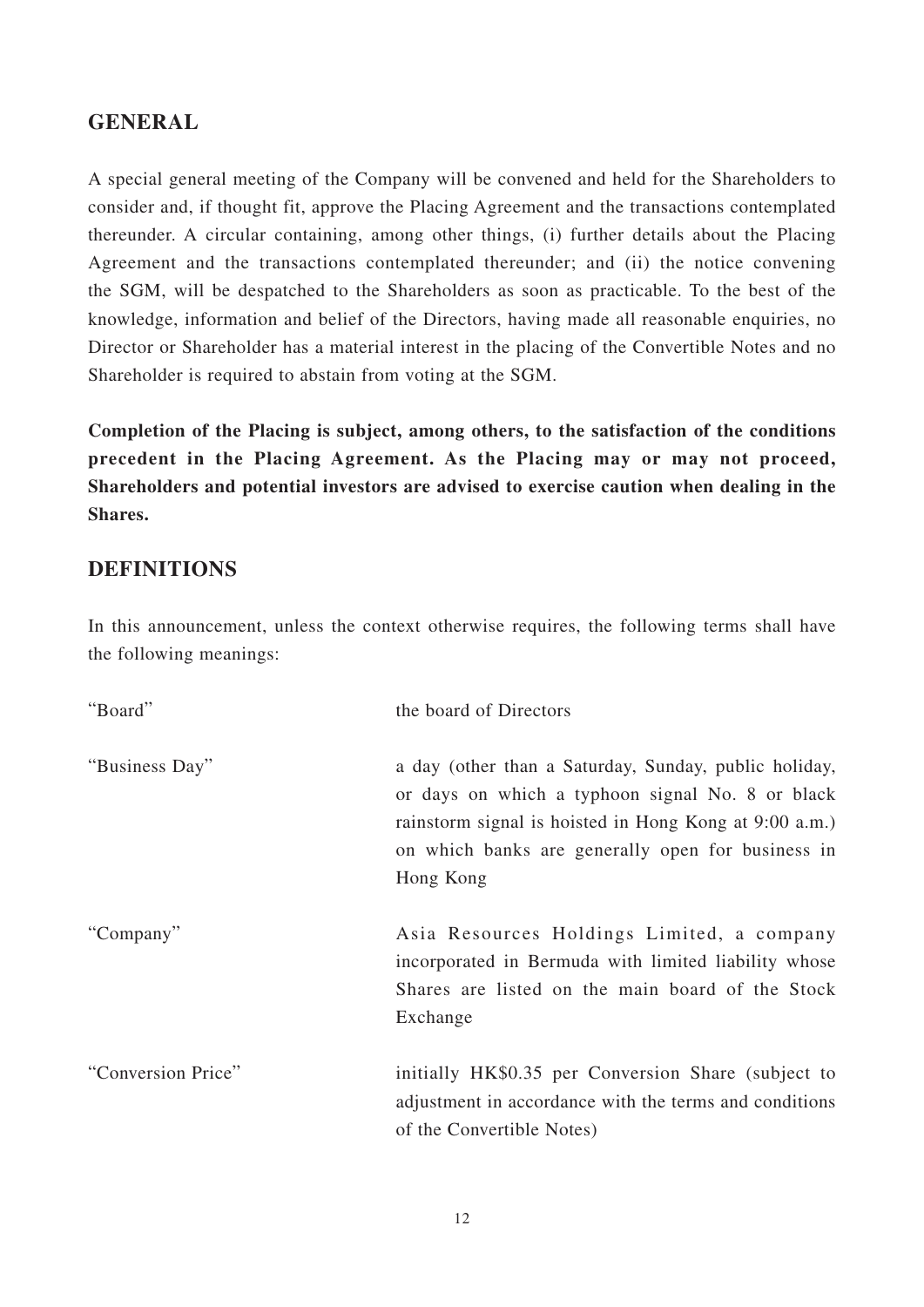## GENERAL

A special general meeting of the Company will be convened and held for the Shareholders to consider and, if thought fit, approve the Placing Agreement and the transactions contemplated thereunder. A circular containing, among other things, (i) further details about the Placing Agreement and the transactions contemplated thereunder; and (ii) the notice convening the SGM, will be despatched to the Shareholders as soon as practicable. To the best of the knowledge, information and belief of the Directors, having made all reasonable enquiries, no Director or Shareholder has a material interest in the placing of the Convertible Notes and no Shareholder is required to abstain from voting at the SGM.

**Completion of the Placing is subject, among others, to the satisfaction of the conditions precedent in the Placing Agreement. As the Placing may or may not proceed, Shareholders and potential investors are advised to exercise caution when dealing in the Shares.**

## DEFINITIONS

In this announcement, unless the context otherwise requires, the following terms shall have the following meanings:

| | |
|---|---|
| "Board" | the board of Directors |
| "Business Day" | a day (other than a Saturday, Sunday, public holiday, or days on which a typhoon signal No. 8 or black rainstorm signal is hoisted in Hong Kong at 9:00 a.m.) on which banks are generally open for business in Hong Kong |
| "Company" | Asia Resources Holdings Limited, a company incorporated in Bermuda with limited liability whose Shares are listed on the main board of the Stock Exchange |
| "Conversion Price" | initially HK$0.35 per Conversion Share (subject to adjustment in accordance with the terms and conditions of the Convertible Notes) |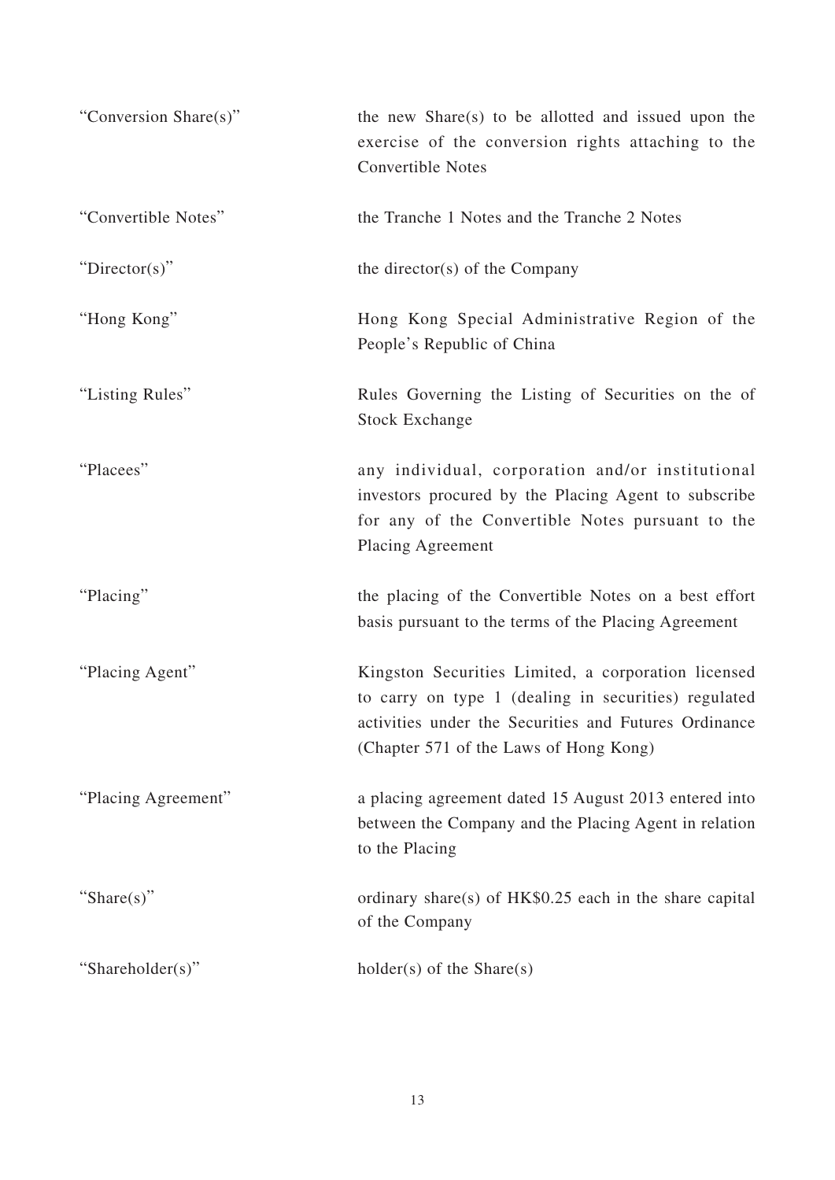| | |
|---|---|
| "Conversion Share(s)" | the new Share(s) to be allotted and issued upon the exercise of the conversion rights attaching to the Convertible Notes |
| "Convertible Notes" | the Tranche 1 Notes and the Tranche 2 Notes |
| "Director(s)" | the director(s) of the Company |
| "Hong Kong" | Hong Kong Special Administrative Region of the People's Republic of China |
| "Listing Rules" | Rules Governing the Listing of Securities on the of Stock Exchange |
| "Placees" | any individual, corporation and/or institutional investors procured by the Placing Agent to subscribe for any of the Convertible Notes pursuant to the Placing Agreement |
| "Placing" | the placing of the Convertible Notes on a best effort basis pursuant to the terms of the Placing Agreement |
| "Placing Agent" | Kingston Securities Limited, a corporation licensed to carry on type 1 (dealing in securities) regulated activities under the Securities and Futures Ordinance (Chapter 571 of the Laws of Hong Kong) |
| "Placing Agreement" | a placing agreement dated 15 August 2013 entered into between the Company and the Placing Agent in relation to the Placing |
| "Share(s)" | ordinary share(s) of HK$0.25 each in the share capital of the Company |
| "Shareholder(s)" | holder(s) of the Share(s) |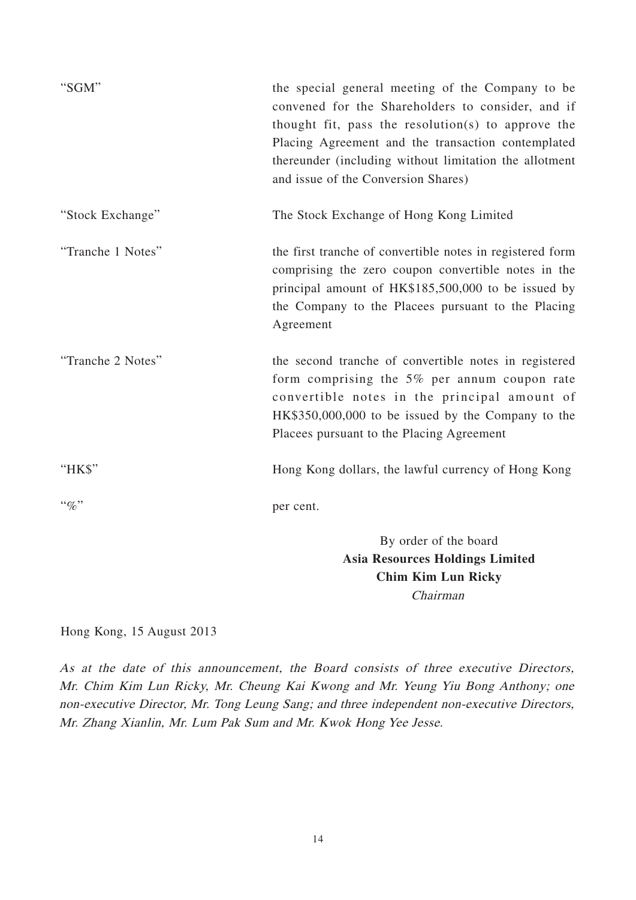| | |
|---|---|
| "SGM" | the special general meeting of the Company to be convened for the Shareholders to consider, and if thought fit, pass the resolution(s) to approve the Placing Agreement and the transaction contemplated thereunder (including without limitation the allotment and issue of the Conversion Shares) |
| "Stock Exchange" | The Stock Exchange of Hong Kong Limited |
| "Tranche 1 Notes" | the first tranche of convertible notes in registered form comprising the zero coupon convertible notes in the principal amount of HK$185,500,000 to be issued by the Company to the Placees pursuant to the Placing Agreement |
| "Tranche 2 Notes" | the second tranche of convertible notes in registered form comprising the 5% per annum coupon rate convertible notes in the principal amount of HK$350,000,000 to be issued by the Company to the Placees pursuant to the Placing Agreement |
| "HK$" | Hong Kong dollars, the lawful currency of Hong Kong |
| "%" | per cent. |

By order of the board
**Asia Resources Holdings Limited**
**Chim Kim Lun Ricky**
*Chairman*

Hong Kong, 15 August 2013

*As at the date of this announcement, the Board consists of three executive Directors, Mr. Chim Kim Lun Ricky, Mr. Cheung Kai Kwong and Mr. Yeung Yiu Bong Anthony; one non-executive Director, Mr. Tong Leung Sang; and three independent non-executive Directors, Mr. Zhang Xianlin, Mr. Lum Pak Sum and Mr. Kwok Hong Yee Jesse.*